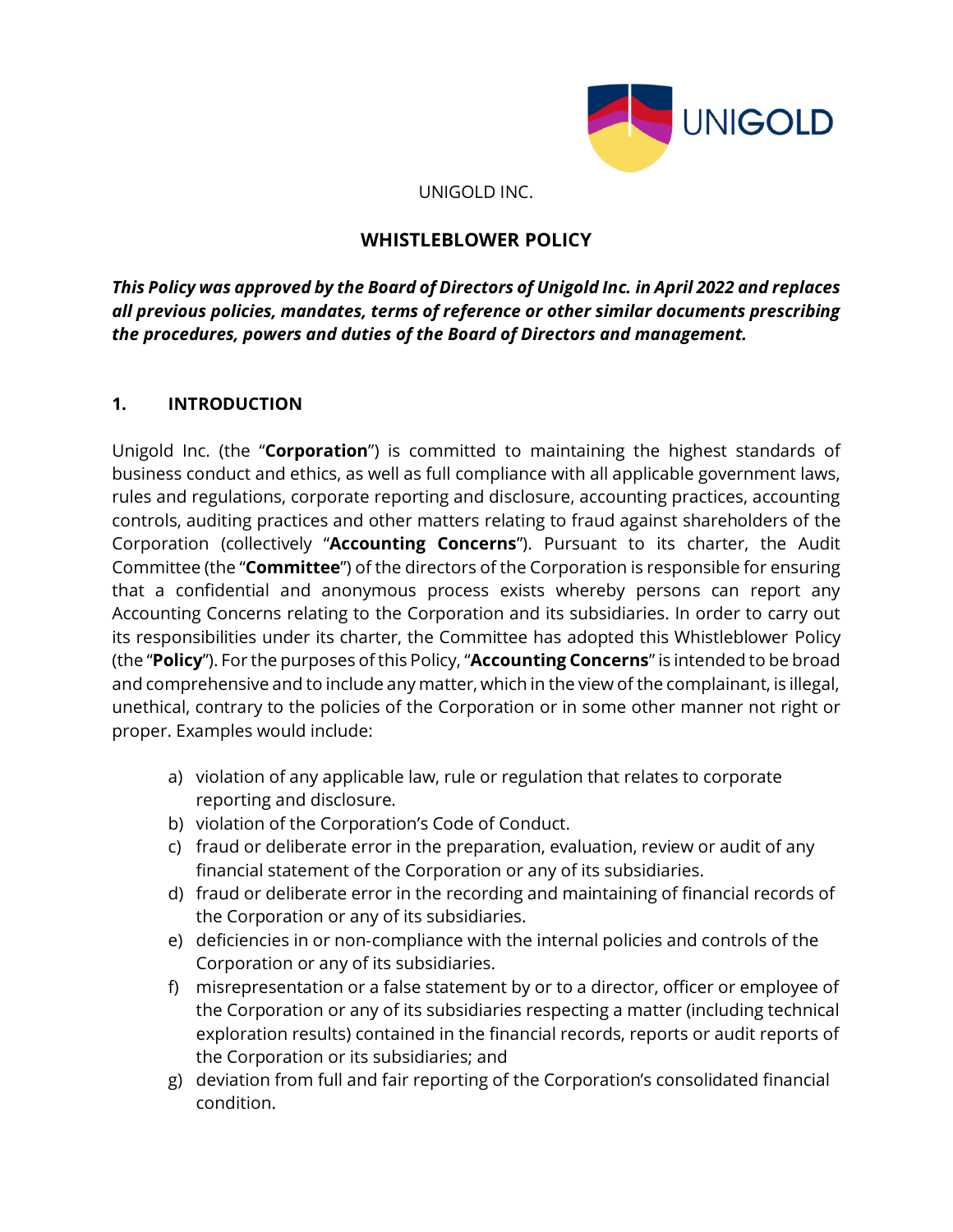UNIGOLD INC.

# WHISTLEBLOWER POLICY

***This Policy was approved by the Board of Directors of Unigold Inc. in April 2022 and replaces all previous policies, mandates, terms of reference or other similar documents prescribing the procedures, powers and duties of the Board of Directors and management.***

## 1. INTRODUCTION

Unigold Inc. (the "**Corporation**") is committed to maintaining the highest standards of business conduct and ethics, as well as full compliance with all applicable government laws, rules and regulations, corporate reporting and disclosure, accounting practices, accounting controls, auditing practices and other matters relating to fraud against shareholders of the Corporation (collectively "**Accounting Concerns**"). Pursuant to its charter, the Audit Committee (the "**Committee**") of the directors of the Corporation is responsible for ensuring that a confidential and anonymous process exists whereby persons can report any Accounting Concerns relating to the Corporation and its subsidiaries. In order to carry out its responsibilities under its charter, the Committee has adopted this Whistleblower Policy (the "**Policy**"). For the purposes of this Policy, "**Accounting Concerns**" is intended to be broad and comprehensive and to include any matter, which in the view of the complainant, is illegal, unethical, contrary to the policies of the Corporation or in some other manner not right or proper. Examples would include:

a) violation of any applicable law, rule or regulation that relates to corporate reporting and disclosure.
b) violation of the Corporation's Code of Conduct.
c) fraud or deliberate error in the preparation, evaluation, review or audit of any financial statement of the Corporation or any of its subsidiaries.
d) fraud or deliberate error in the recording and maintaining of financial records of the Corporation or any of its subsidiaries.
e) deficiencies in or non-compliance with the internal policies and controls of the Corporation or any of its subsidiaries.
f) misrepresentation or a false statement by or to a director, officer or employee of the Corporation or any of its subsidiaries respecting a matter (including technical exploration results) contained in the financial records, reports or audit reports of the Corporation or its subsidiaries; and
g) deviation from full and fair reporting of the Corporation's consolidated financial condition.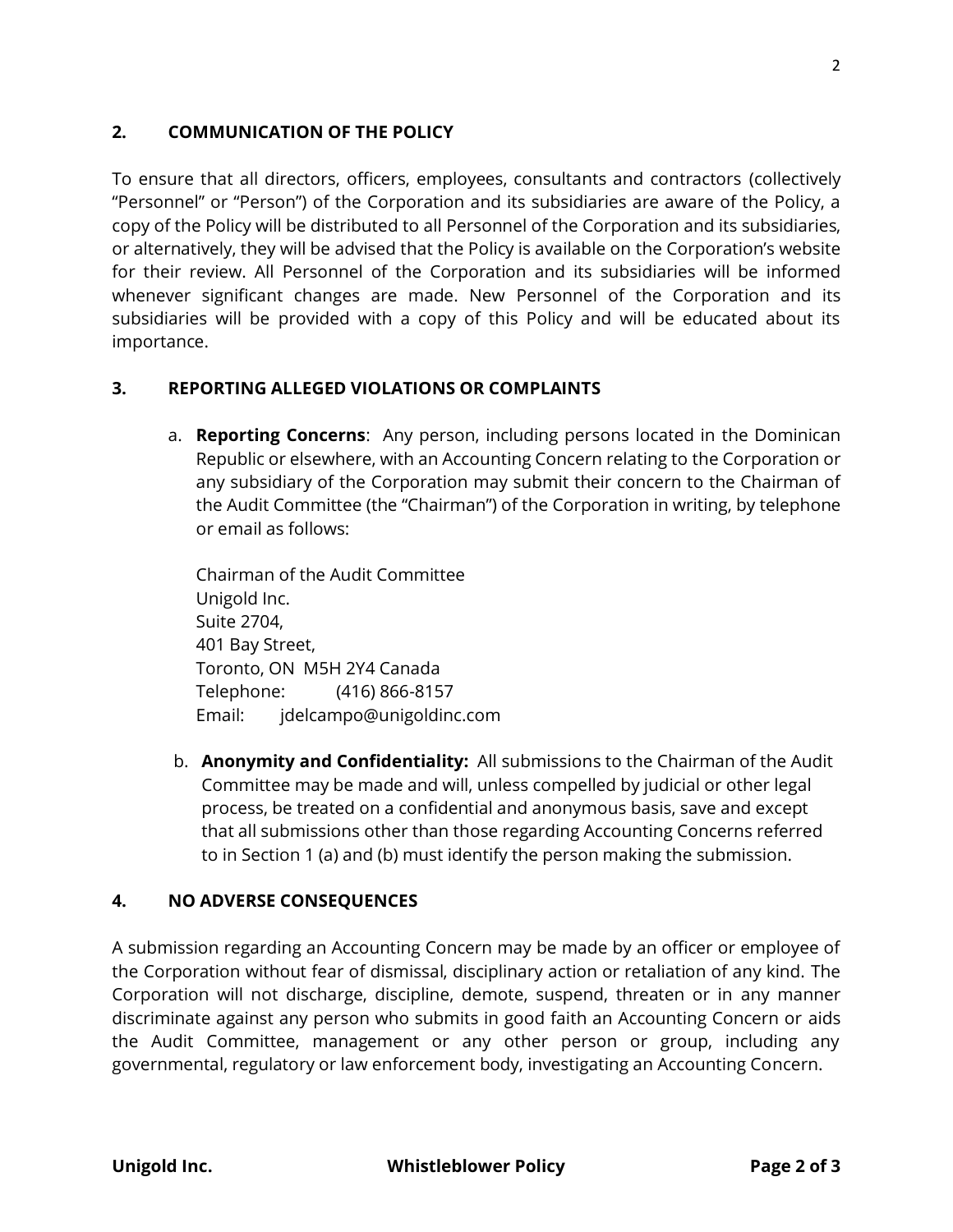## 2. COMMUNICATION OF THE POLICY

To ensure that all directors, officers, employees, consultants and contractors (collectively "Personnel" or "Person") of the Corporation and its subsidiaries are aware of the Policy, a copy of the Policy will be distributed to all Personnel of the Corporation and its subsidiaries, or alternatively, they will be advised that the Policy is available on the Corporation's website for their review. All Personnel of the Corporation and its subsidiaries will be informed whenever significant changes are made. New Personnel of the Corporation and its subsidiaries will be provided with a copy of this Policy and will be educated about its importance.

## 3. REPORTING ALLEGED VIOLATIONS OR COMPLAINTS

a. **Reporting Concerns**: Any person, including persons located in the Dominican Republic or elsewhere, with an Accounting Concern relating to the Corporation or any subsidiary of the Corporation may submit their concern to the Chairman of the Audit Committee (the "Chairman") of the Corporation in writing, by telephone or email as follows:

   Chairman of the Audit Committee
   Unigold Inc.
   Suite 2704,
   401 Bay Street,
   Toronto, ON M5H 2Y4 Canada
   Telephone: (416) 866-8157
   Email: jdelcampo@unigoldinc.com

b. **Anonymity and Confidentiality:** All submissions to the Chairman of the Audit Committee may be made and will, unless compelled by judicial or other legal process, be treated on a confidential and anonymous basis, save and except that all submissions other than those regarding Accounting Concerns referred to in Section 1 (a) and (b) must identify the person making the submission.

## 4. NO ADVERSE CONSEQUENCES

A submission regarding an Accounting Concern may be made by an officer or employee of the Corporation without fear of dismissal, disciplinary action or retaliation of any kind. The Corporation will not discharge, discipline, demote, suspend, threaten or in any manner discriminate against any person who submits in good faith an Accounting Concern or aids the Audit Committee, management or any other person or group, including any governmental, regulatory or law enforcement body, investigating an Accounting Concern.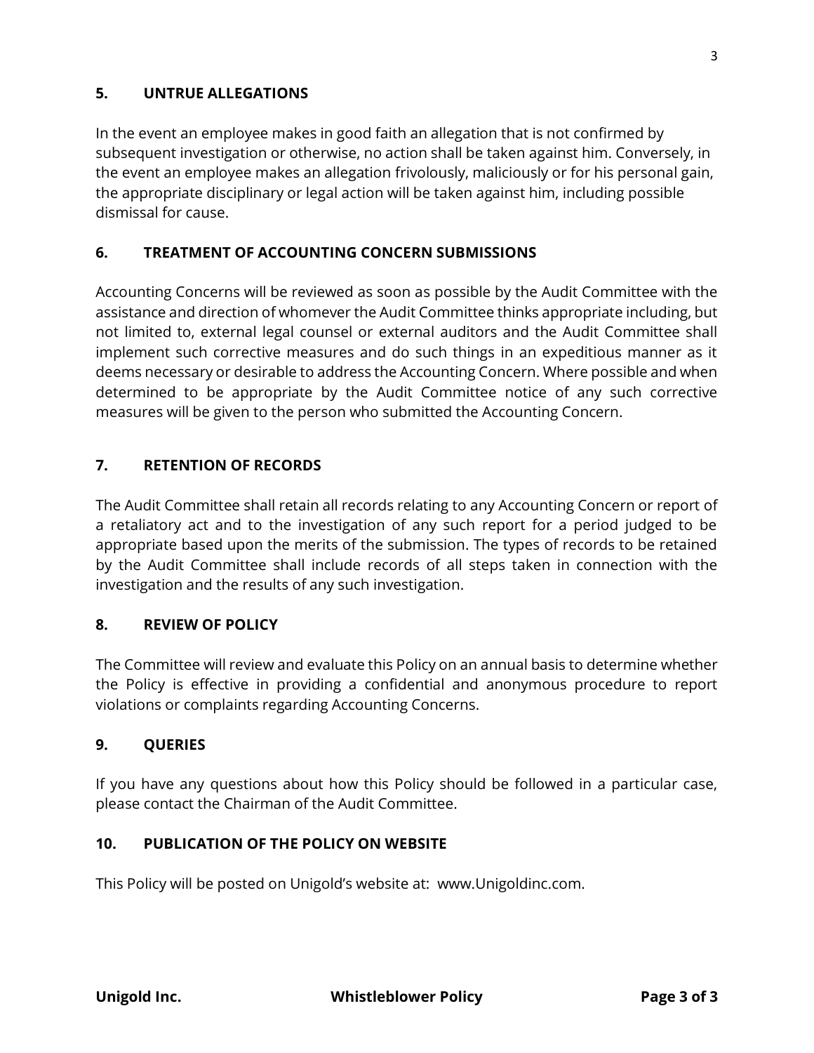## 5. UNTRUE ALLEGATIONS

In the event an employee makes in good faith an allegation that is not confirmed by subsequent investigation or otherwise, no action shall be taken against him. Conversely, in the event an employee makes an allegation frivolously, maliciously or for his personal gain, the appropriate disciplinary or legal action will be taken against him, including possible dismissal for cause.

## 6. TREATMENT OF ACCOUNTING CONCERN SUBMISSIONS

Accounting Concerns will be reviewed as soon as possible by the Audit Committee with the assistance and direction of whomever the Audit Committee thinks appropriate including, but not limited to, external legal counsel or external auditors and the Audit Committee shall implement such corrective measures and do such things in an expeditious manner as it deems necessary or desirable to address the Accounting Concern. Where possible and when determined to be appropriate by the Audit Committee notice of any such corrective measures will be given to the person who submitted the Accounting Concern.

## 7. RETENTION OF RECORDS

The Audit Committee shall retain all records relating to any Accounting Concern or report of a retaliatory act and to the investigation of any such report for a period judged to be appropriate based upon the merits of the submission. The types of records to be retained by the Audit Committee shall include records of all steps taken in connection with the investigation and the results of any such investigation.

## 8. REVIEW OF POLICY

The Committee will review and evaluate this Policy on an annual basis to determine whether the Policy is effective in providing a confidential and anonymous procedure to report violations or complaints regarding Accounting Concerns.

## 9. QUERIES

If you have any questions about how this Policy should be followed in a particular case, please contact the Chairman of the Audit Committee.

## 10. PUBLICATION OF THE POLICY ON WEBSITE

This Policy will be posted on Unigold's website at: www.Unigoldinc.com.